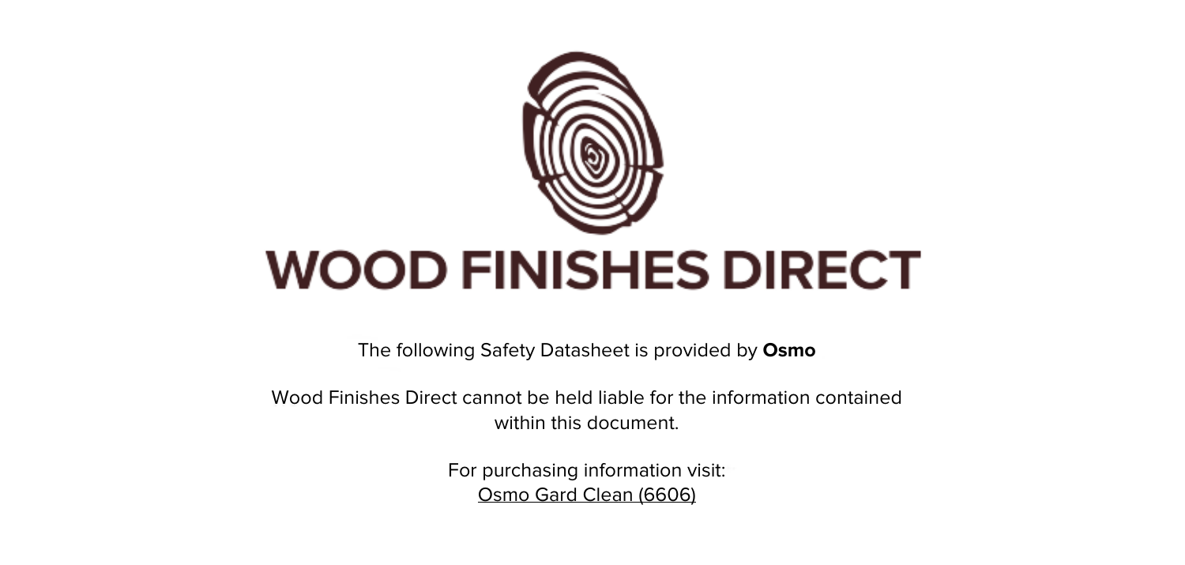# WOOD FINISHES DIRECT

The following Safety Datasheet is provided by **Osmo**

Wood Finishes Direct cannot be held liable for the information contained within this document.

For purchasing information visit:
Osmo Gard Clean (6606)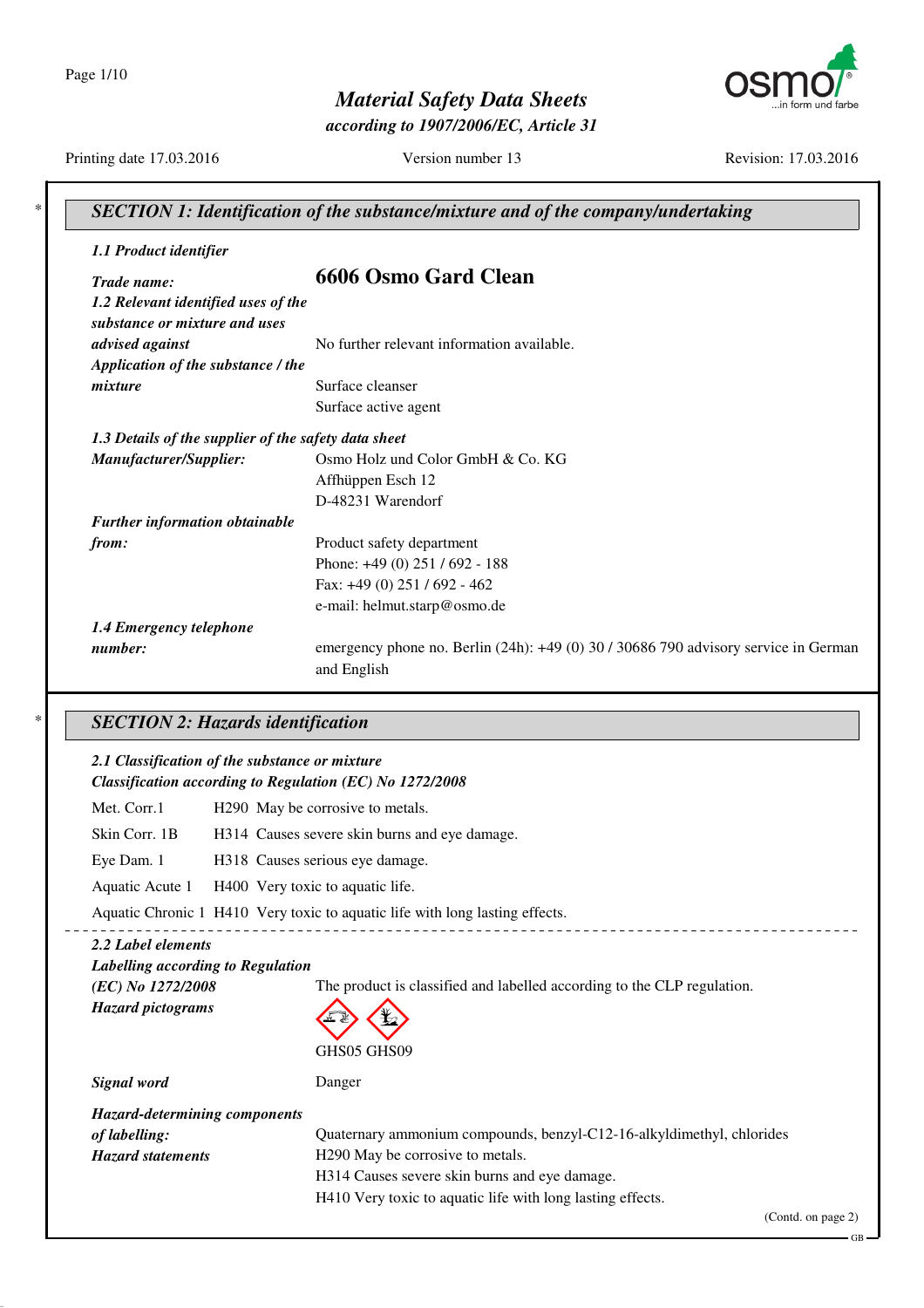# Material Safety Data Sheets

*according to 1907/2006/EC, Article 31*

Printing date 17.03.2016 Version number 13 Revision: 17.03.2016

## SECTION 1: Identification of the substance/mixture and of the company/undertaking

***1.1 Product identifier***

***Trade name:*** **6606 Osmo Gard Clean**

***1.2 Relevant identified uses of the substance or mixture and uses advised against*** No further relevant information available.

***Application of the substance / the mixture*** Surface cleanser
Surface active agent

***1.3 Details of the supplier of the safety data sheet***

***Manufacturer/Supplier:*** Osmo Holz und Color GmbH & Co. KG
Affhüppen Esch 12
D-48231 Warendorf

***Further information obtainable from:*** Product safety department
Phone: +49 (0) 251 / 692 - 188
Fax: +49 (0) 251 / 692 - 462
e-mail: helmut.starp@osmo.de

***1.4 Emergency telephone number:*** emergency phone no. Berlin (24h): +49 (0) 30 / 30686 790 advisory service in German and English

## SECTION 2: Hazards identification

***2.1 Classification of the substance or mixture***
***Classification according to Regulation (EC) No 1272/2008***

| | |
|---|---|
| Met. Corr.1 | H290 May be corrosive to metals. |
| Skin Corr. 1B | H314 Causes severe skin burns and eye damage. |
| Eye Dam. 1 | H318 Causes serious eye damage. |
| Aquatic Acute 1 | H400 Very toxic to aquatic life. |
| Aquatic Chronic 1 | H410 Very toxic to aquatic life with long lasting effects. |

***2.2 Label elements***

***Labelling according to Regulation (EC) No 1272/2008*** The product is classified and labelled according to the CLP regulation.

***Hazard pictograms***

GHS05 GHS09

***Signal word*** Danger

***Hazard-determining components of labelling:*** Quaternary ammonium compounds, benzyl-C12-16-alkyldimethyl, chlorides

***Hazard statements*** H290 May be corrosive to metals.
H314 Causes severe skin burns and eye damage.
H410 Very toxic to aquatic life with long lasting effects.

(Contd. on page 2)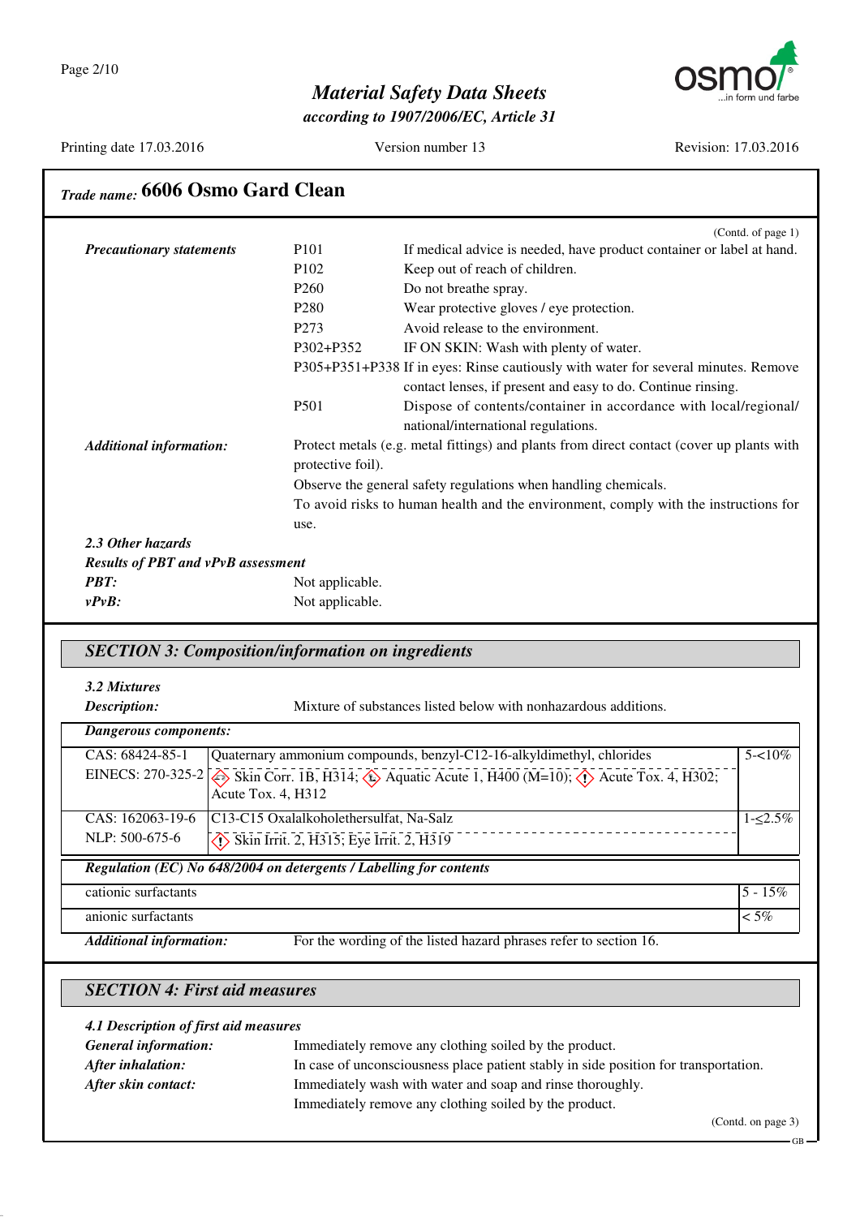## Trade name: 6606 Osmo Gard Clean

(Contd. of page 1)

| | | |
|---|---|---|
| ***Precautionary statements*** | P101 | If medical advice is needed, have product container or label at hand. |
| | P102 | Keep out of reach of children. |
| | P260 | Do not breathe spray. |
| | P280 | Wear protective gloves / eye protection. |
| | P273 | Avoid release to the environment. |
| | P302+P352 | IF ON SKIN: Wash with plenty of water. |
| | P305+P351+P338 | If in eyes: Rinse cautiously with water for several minutes. Remove contact lenses, if present and easy to do. Continue rinsing. |
| | P501 | Dispose of contents/container in accordance with local/regional/ national/international regulations. |

***Additional information:*** Protect metals (e.g. metal fittings) and plants from direct contact (cover up plants with protective foil).

Observe the general safety regulations when handling chemicals.

To avoid risks to human health and the environment, comply with the instructions for use.

***2.3 Other hazards***

***Results of PBT and vPvB assessment***

***PBT:*** Not applicable.

***vPvB:*** Not applicable.

## *SECTION 3: Composition/information on ingredients*

***3.2 Mixtures***

***Description:*** Mixture of substances listed below with nonhazardous additions.

***Dangerous components:***

| | | |
|---|---|---|
| CAS: 68424-85-1<br>EINECS: 270-325-2 | Quaternary ammonium compounds, benzyl-C12-16-alkyldimethyl, chlorides<br>Skin Corr. 1B, H314; Aquatic Acute 1, H400 (M=10); Acute Tox. 4, H302; Acute Tox. 4, H312 | 5-<10% |
| CAS: 162063-19-6<br>NLP: 500-675-6 | C13-C15 Oxalalkoholethersulfat, Na-Salz<br>Skin Irrit. 2, H315; Eye Irrit. 2, H319 | 1-≤2.5% |

***Regulation (EC) No 648/2004 on detergents / Labelling for contents***

| | |
|---|---|
| cationic surfactants | 5 - 15% |
| anionic surfactants | < 5% |

***Additional information:*** For the wording of the listed hazard phrases refer to section 16.

## *SECTION 4: First aid measures*

***4.1 Description of first aid measures***

***General information:*** Immediately remove any clothing soiled by the product.

***After inhalation:*** In case of unconsciousness place patient stably in side position for transportation.

***After skin contact:*** Immediately wash with water and soap and rinse thoroughly.

Immediately remove any clothing soiled by the product.

(Contd. on page 3)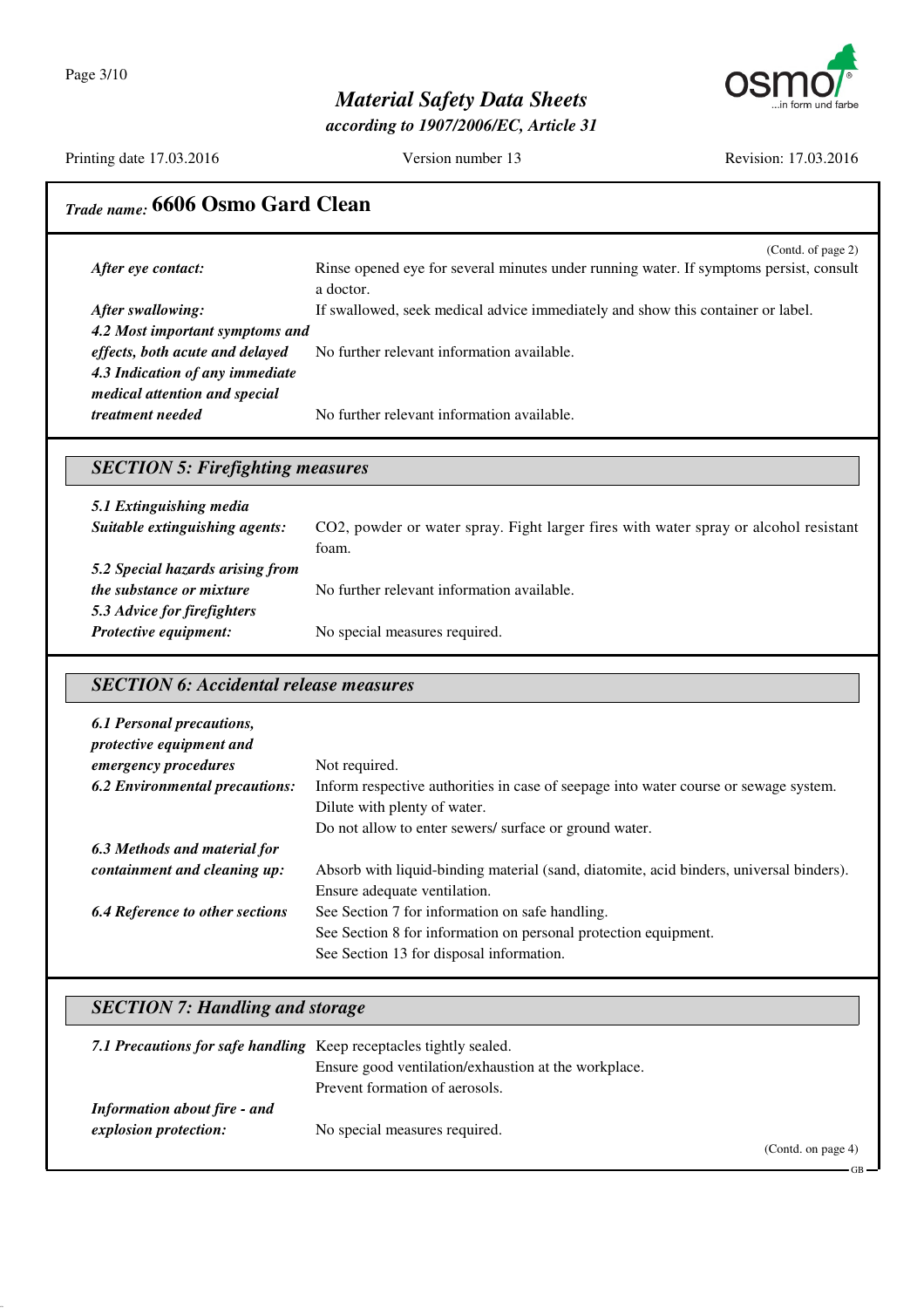## Trade name: 6606 Osmo Gard Clean

(Contd. of page 2)

***After eye contact:*** Rinse opened eye for several minutes under running water. If symptoms persist, consult a doctor.

***After swallowing:*** If swallowed, seek medical advice immediately and show this container or label.

***4.2 Most important symptoms and effects, both acute and delayed*** No further relevant information available.

***4.3 Indication of any immediate medical attention and special treatment needed*** No further relevant information available.

### *SECTION 5: Firefighting measures*

***5.1 Extinguishing media***

***Suitable extinguishing agents:*** $CO_2$, powder or water spray. Fight larger fires with water spray or alcohol resistant foam.

***5.2 Special hazards arising from the substance or mixture*** No further relevant information available.

***5.3 Advice for firefighters***

***Protective equipment:*** No special measures required.

### *SECTION 6: Accidental release measures*

***6.1 Personal precautions, protective equipment and emergency procedures*** Not required.

***6.2 Environmental precautions:*** Inform respective authorities in case of seepage into water course or sewage system.
Dilute with plenty of water.
Do not allow to enter sewers/ surface or ground water.

***6.3 Methods and material for containment and cleaning up:*** Absorb with liquid-binding material (sand, diatomite, acid binders, universal binders).
Ensure adequate ventilation.

***6.4 Reference to other sections*** See Section 7 for information on safe handling.
See Section 8 for information on personal protection equipment.
See Section 13 for disposal information.

### *SECTION 7: Handling and storage*

***7.1 Precautions for safe handling*** Keep receptacles tightly sealed.
Ensure good ventilation/exhaustion at the workplace.
Prevent formation of aerosols.

***Information about fire - and explosion protection:*** No special measures required.

(Contd. on page 4)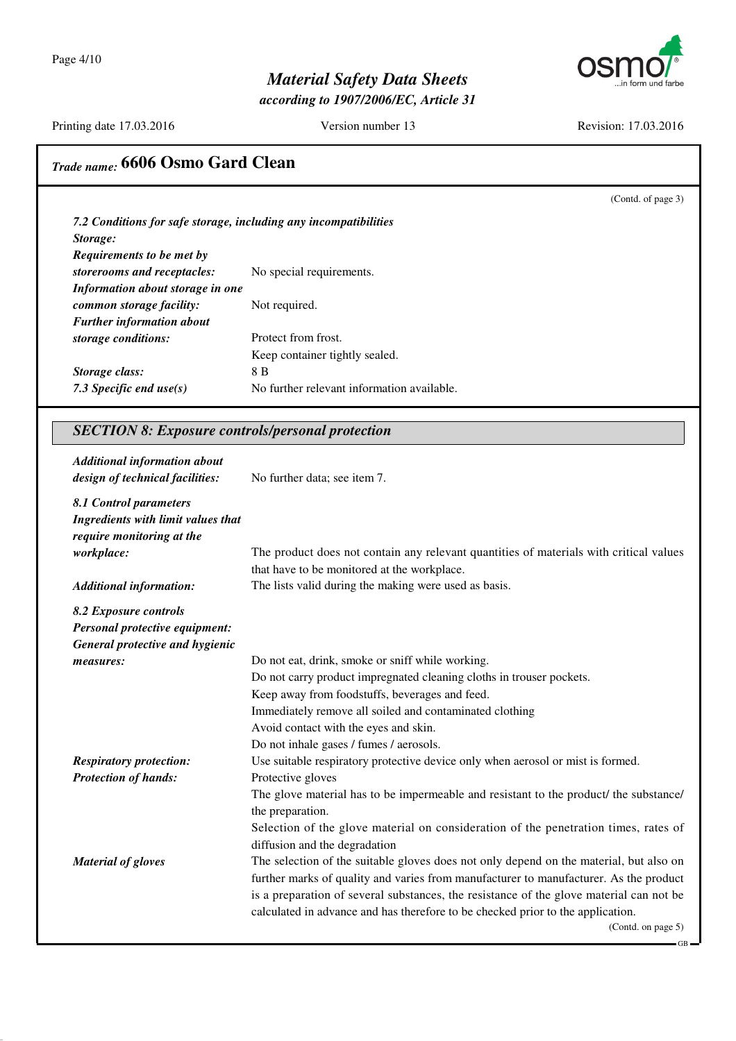## Trade name: 6606 Osmo Gard Clean

(Contd. of page 3)

***7.2 Conditions for safe storage, including any incompatibilities***

***Storage:***

***Requirements to be met by storerooms and receptacles:*** No special requirements.

***Information about storage in one common storage facility:*** Not required.

***Further information about storage conditions:*** Protect from frost.
Keep container tightly sealed.

***Storage class:*** 8 B

***7.3 Specific end use(s)*** No further relevant information available.

## *SECTION 8: Exposure controls/personal protection*

***Additional information about design of technical facilities:*** No further data; see item 7.

***8.1 Control parameters***

***Ingredients with limit values that require monitoring at the workplace:*** The product does not contain any relevant quantities of materials with critical values that have to be monitored at the workplace.

***Additional information:*** The lists valid during the making were used as basis.

***8.2 Exposure controls***

***Personal protective equipment:***

***General protective and hygienic measures:***
Do not eat, drink, smoke or sniff while working.
Do not carry product impregnated cleaning cloths in trouser pockets.
Keep away from foodstuffs, beverages and feed.
Immediately remove all soiled and contaminated clothing
Avoid contact with the eyes and skin.
Do not inhale gases / fumes / aerosols.

***Respiratory protection:*** Use suitable respiratory protective device only when aerosol or mist is formed.

***Protection of hands:*** Protective gloves
The glove material has to be impermeable and resistant to the product/ the substance/ the preparation.
Selection of the glove material on consideration of the penetration times, rates of diffusion and the degradation

***Material of gloves*** The selection of the suitable gloves does not only depend on the material, but also on further marks of quality and varies from manufacturer to manufacturer. As the product is a preparation of several substances, the resistance of the glove material can not be calculated in advance and has therefore to be checked prior to the application.

(Contd. on page 5)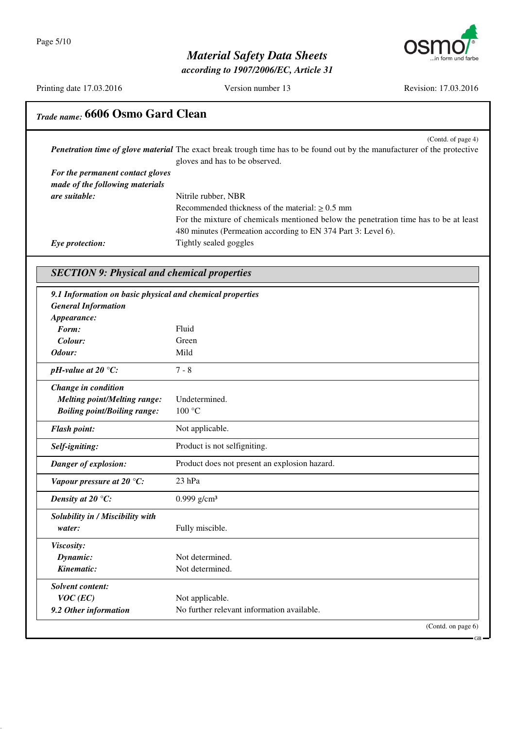## Trade name: 6606 Osmo Gard Clean

(Contd. of page 4)

| | |
|---|---|
| ***Penetration time of glove material*** | The exact break trough time has to be found out by the manufacturer of the protective gloves and has to be observed. |
| ***For the permanent contact gloves made of the following materials are suitable:*** | Nitrile rubber, NBR<br>Recommended thickness of the material: $\geq$ 0.5 mm<br>For the mixture of chemicals mentioned below the penetration time has to be at least 480 minutes (Permeation according to EN 374 Part 3: Level 6). |
| ***Eye protection:*** | Tightly sealed goggles |

## *SECTION 9: Physical and chemical properties*

***9.1 Information on basic physical and chemical properties***

| | |
|---|---|
| ***General Information*** | |
| ***Appearance:*** | |
| ***Form:*** | Fluid |
| ***Colour:*** | Green |
| ***Odour:*** | Mild |
| ***pH-value at 20 °C:*** | 7 - 8 |
| ***Change in condition*** | |
| ***Melting point/Melting range:*** | Undetermined. |
| ***Boiling point/Boiling range:*** | 100 °C |
| ***Flash point:*** | Not applicable. |
| ***Self-igniting:*** | Product is not selfigniting. |
| ***Danger of explosion:*** | Product does not present an explosion hazard. |
| ***Vapour pressure at 20 °C:*** | 23 hPa |
| ***Density at 20 °C:*** | 0.999 g/cm³ |
| ***Solubility in / Miscibility with water:*** | Fully miscible. |
| ***Viscosity:*** | |
| ***Dynamic:*** | Not determined. |
| ***Kinematic:*** | Not determined. |
| ***Solvent content:*** | |
| ***VOC (EC)*** | Not applicable. |
| ***9.2 Other information*** | No further relevant information available. |

(Contd. on page 6)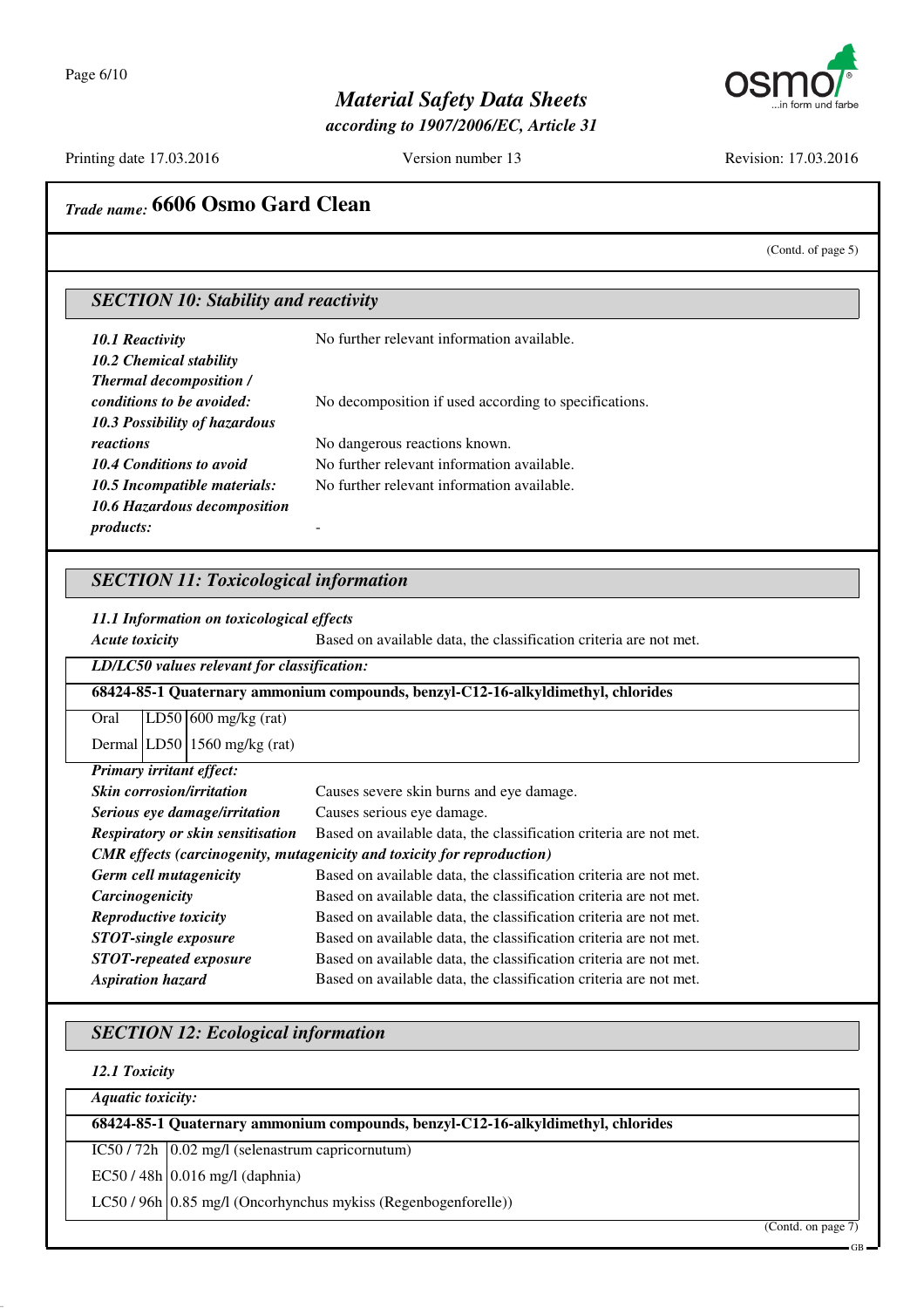## Trade name: 6606 Osmo Gard Clean

(Contd. of page 5)

### SECTION 10: Stability and reactivity

- ***10.1 Reactivity*** No further relevant information available.
- ***10.2 Chemical stability***
- ***Thermal decomposition / conditions to be avoided:*** No decomposition if used according to specifications.
- ***10.3 Possibility of hazardous reactions*** No dangerous reactions known.
- ***10.4 Conditions to avoid*** No further relevant information available.
- ***10.5 Incompatible materials:*** No further relevant information available.
- ***10.6 Hazardous decomposition products:*** -

### SECTION 11: Toxicological information

- ***11.1 Information on toxicological effects***
- ***Acute toxicity*** Based on available data, the classification criteria are not met.

***LD/LC50 values relevant for classification:***

| **68424-85-1 Quaternary ammonium compounds, benzyl-C12-16-alkyldimethyl, chlorides** | | |
|---|---|---|
| Oral | LD50 | 600 mg/kg (rat) |
| Dermal | LD50 | 1560 mg/kg (rat) |

- ***Primary irritant effect:***
- ***Skin corrosion/irritation*** Causes severe skin burns and eye damage.
- ***Serious eye damage/irritation*** Causes serious eye damage.
- ***Respiratory or skin sensitisation*** Based on available data, the classification criteria are not met.
- ***CMR effects (carcinogenity, mutagenicity and toxicity for reproduction)***
- ***Germ cell mutagenicity*** Based on available data, the classification criteria are not met.
- ***Carcinogenicity*** Based on available data, the classification criteria are not met.
- ***Reproductive toxicity*** Based on available data, the classification criteria are not met.
- ***STOT-single exposure*** Based on available data, the classification criteria are not met.
- ***STOT-repeated exposure*** Based on available data, the classification criteria are not met.
- ***Aspiration hazard*** Based on available data, the classification criteria are not met.

### SECTION 12: Ecological information

- ***12.1 Toxicity***

***Aquatic toxicity:***

| **68424-85-1 Quaternary ammonium compounds, benzyl-C12-16-alkyldimethyl, chlorides** | |
|---|---|
| IC50 / 72h | 0.02 mg/l (selenastrum capricornutum) |
| EC50 / 48h | 0.016 mg/l (daphnia) |
| LC50 / 96h | 0.85 mg/l (Oncorhynchus mykiss (Regenbogenforelle)) |

(Contd. on page 7)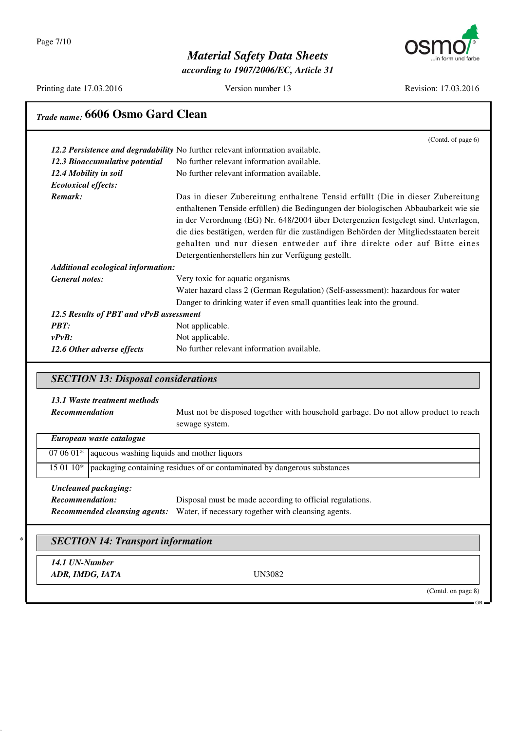## Trade name: 6606 Osmo Gard Clean

(Contd. of page 6)

***12.2 Persistence and degradability*** No further relevant information available.

***12.3 Bioaccumulative potential*** No further relevant information available.

***12.4 Mobility in soil*** No further relevant information available.

***Ecotoxical effects:***

***Remark:*** Das in dieser Zubereitung enthaltene Tensid erfüllt (Die in dieser Zubereitung enthaltenen Tenside erfüllen) die Bedingungen der biologischen Abbaubarkeit wie sie in der Verordnung (EG) Nr. 648/2004 über Detergenzien festgelegt sind. Unterlagen, die dies bestätigen, werden für die zuständigen Behörden der Mitgliedsstaaten bereit gehalten und nur diesen entweder auf ihre direkte oder auf Bitte eines Detergentienherstellers hin zur Verfügung gestellt.

***Additional ecological information:***

***General notes:*** Very toxic for aquatic organisms
Water hazard class 2 (German Regulation) (Self-assessment): hazardous for water
Danger to drinking water if even small quantities leak into the ground.

***12.5 Results of PBT and vPvB assessment***

***PBT:*** Not applicable.

***vPvB:*** Not applicable.

***12.6 Other adverse effects*** No further relevant information available.

## *SECTION 13: Disposal considerations*

***13.1 Waste treatment methods***

***Recommendation*** Must not be disposed together with household garbage. Do not allow product to reach sewage system.

| *European waste catalogue* | |
|---|---|
| 07 06 01* | aqueous washing liquids and mother liquors |
| 15 01 10* | packaging containing residues of or contaminated by dangerous substances |

***Uncleaned packaging:***

***Recommendation:*** Disposal must be made according to official regulations.

***Recommended cleansing agents:*** Water, if necessary together with cleansing agents.

## *SECTION 14: Transport information*

***14.1 UN-Number***

***ADR, IMDG, IATA*** UN3082

(Contd. on page 8)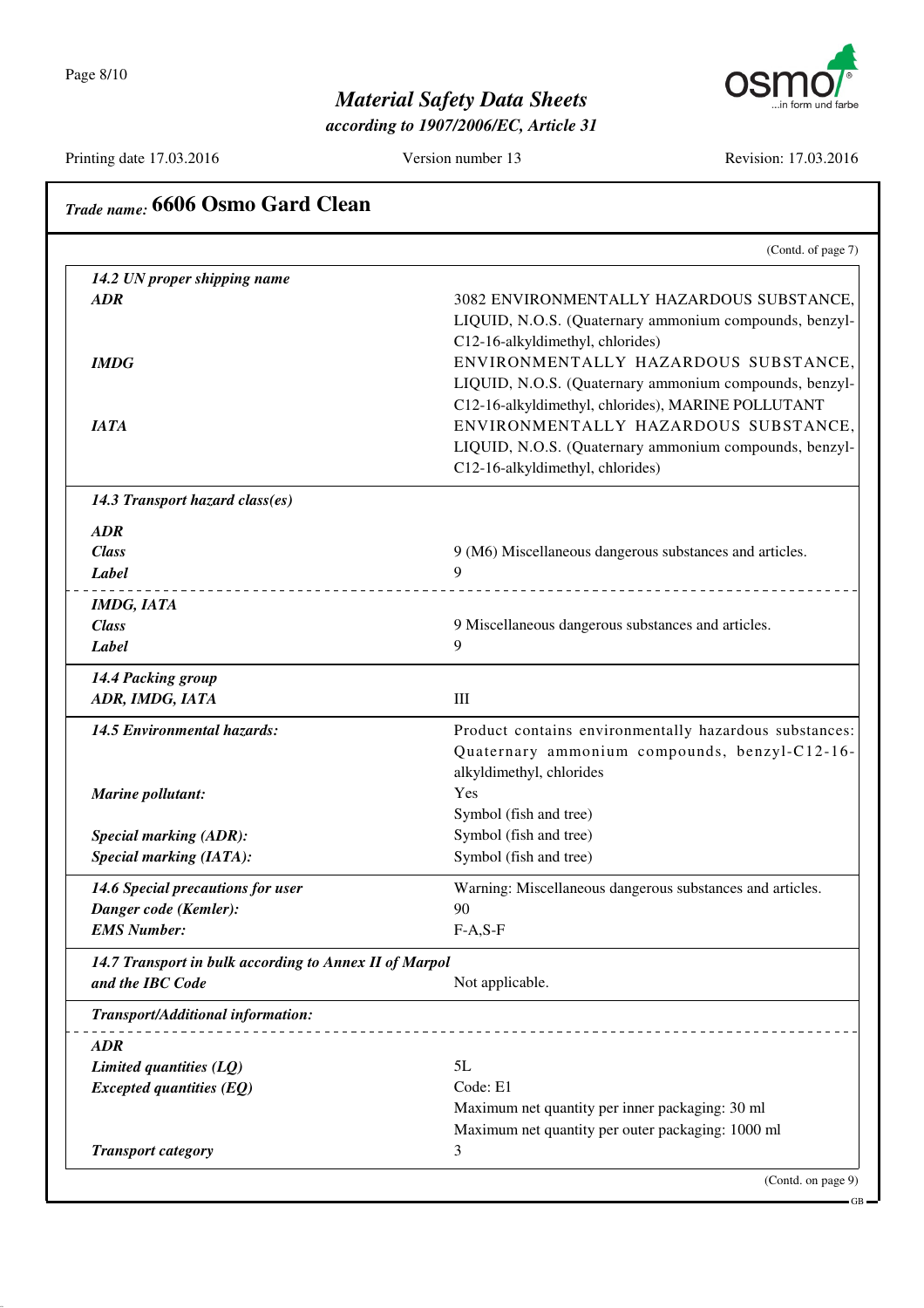## Trade name: 6606 Osmo Gard Clean

(Contd. of page 7)

| | |
|---|---|
| ***14.2 UN proper shipping name*** | |
| ***ADR*** | 3082 ENVIRONMENTALLY HAZARDOUS SUBSTANCE, LIQUID, N.O.S. (Quaternary ammonium compounds, benzyl-C12-16-alkyldimethyl, chlorides) |
| ***IMDG*** | ENVIRONMENTALLY HAZARDOUS SUBSTANCE, LIQUID, N.O.S. (Quaternary ammonium compounds, benzyl-C12-16-alkyldimethyl, chlorides), MARINE POLLUTANT |
| ***IATA*** | ENVIRONMENTALLY HAZARDOUS SUBSTANCE, LIQUID, N.O.S. (Quaternary ammonium compounds, benzyl-C12-16-alkyldimethyl, chlorides) |
| ***14.3 Transport hazard class(es)*** | |
| ***ADR*** | |
| ***Class*** | 9 (M6) Miscellaneous dangerous substances and articles. |
| ***Label*** | 9 |
| ***IMDG, IATA*** | |
| ***Class*** | 9 Miscellaneous dangerous substances and articles. |
| ***Label*** | 9 |
| ***14.4 Packing group*** | |
| ***ADR, IMDG, IATA*** | III |
| ***14.5 Environmental hazards:*** | Product contains environmentally hazardous substances: Quaternary ammonium compounds, benzyl-C12-16-alkyldimethyl, chlorides |
| ***Marine pollutant:*** | Yes<br>Symbol (fish and tree) |
| ***Special marking (ADR):*** | Symbol (fish and tree) |
| ***Special marking (IATA):*** | Symbol (fish and tree) |
| ***14.6 Special precautions for user*** | Warning: Miscellaneous dangerous substances and articles. |
| ***Danger code (Kemler):*** | 90 |
| ***EMS Number:*** | F-A,S-F |
| ***14.7 Transport in bulk according to Annex II of Marpol and the IBC Code*** | Not applicable. |
| ***Transport/Additional information:*** | |
| ***ADR*** | |
| ***Limited quantities (LQ)*** | 5L |
| ***Excepted quantities (EQ)*** | Code: E1<br>Maximum net quantity per inner packaging: 30 ml<br>Maximum net quantity per outer packaging: 1000 ml |
| ***Transport category*** | 3 |

(Contd. on page 9)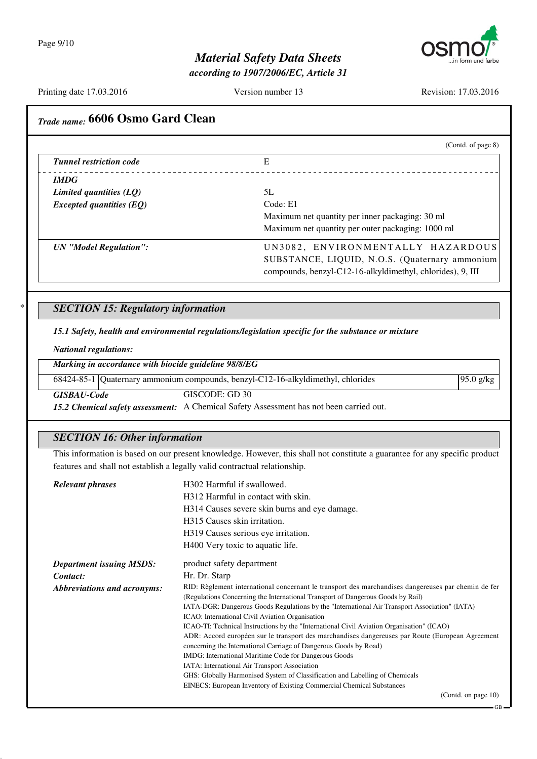## Trade name: 6606 Osmo Gard Clean

(Contd. of page 8)

| | |
|---|---|
| *Tunnel restriction code* | E |
| ***IMDG*** | |
| *Limited quantities (LQ)* | 5L |
| *Excepted quantities (EQ)* | Code: E1<br>Maximum net quantity per inner packaging: 30 ml<br>Maximum net quantity per outer packaging: 1000 ml |
| *UN "Model Regulation":* | UN3082, ENVIRONMENTALLY HAZARDOUS SUBSTANCE, LIQUID, N.O.S. (Quaternary ammonium compounds, benzyl-C12-16-alkyldimethyl, chlorides), 9, III |

## * SECTION 15: Regulatory information

***15.1 Safety, health and environmental regulations/legislation specific for the substance or mixture***

***National regulations:***

***Marking in accordance with biocide guideline 98/8/EG***

| | | |
|---|---|---|
| 68424-85-1 | Quaternary ammonium compounds, benzyl-C12-16-alkyldimethyl, chlorides | 95.0 g/kg |

***GISBAU-Code*** GISCODE: GD 30

***15.2 Chemical safety assessment:*** A Chemical Safety Assessment has not been carried out.

## SECTION 16: Other information

This information is based on our present knowledge. However, this shall not constitute a guarantee for any specific product features and shall not establish a legally valid contractual relationship.

***Relevant phrases***

H302 Harmful if swallowed.
H312 Harmful in contact with skin.
H314 Causes severe skin burns and eye damage.
H315 Causes skin irritation.
H319 Causes serious eye irritation.
H400 Very toxic to aquatic life.

***Department issuing MSDS:*** product safety department

***Contact:*** Hr. Dr. Starp

***Abbreviations and acronyms:***

RID: Règlement international concernant le transport des marchandises dangereuses par chemin de fer (Regulations Concerning the International Transport of Dangerous Goods by Rail)
IATA-DGR: Dangerous Goods Regulations by the "International Air Transport Association" (IATA)
ICAO: International Civil Aviation Organisation
ICAO-TI: Technical Instructions by the "International Civil Aviation Organisation" (ICAO)
ADR: Accord européen sur le transport des marchandises dangereuses par Route (European Agreement concerning the International Carriage of Dangerous Goods by Road)
IMDG: International Maritime Code for Dangerous Goods
IATA: International Air Transport Association
GHS: Globally Harmonised System of Classification and Labelling of Chemicals
EINECS: European Inventory of Existing Commercial Chemical Substances

(Contd. on page 10)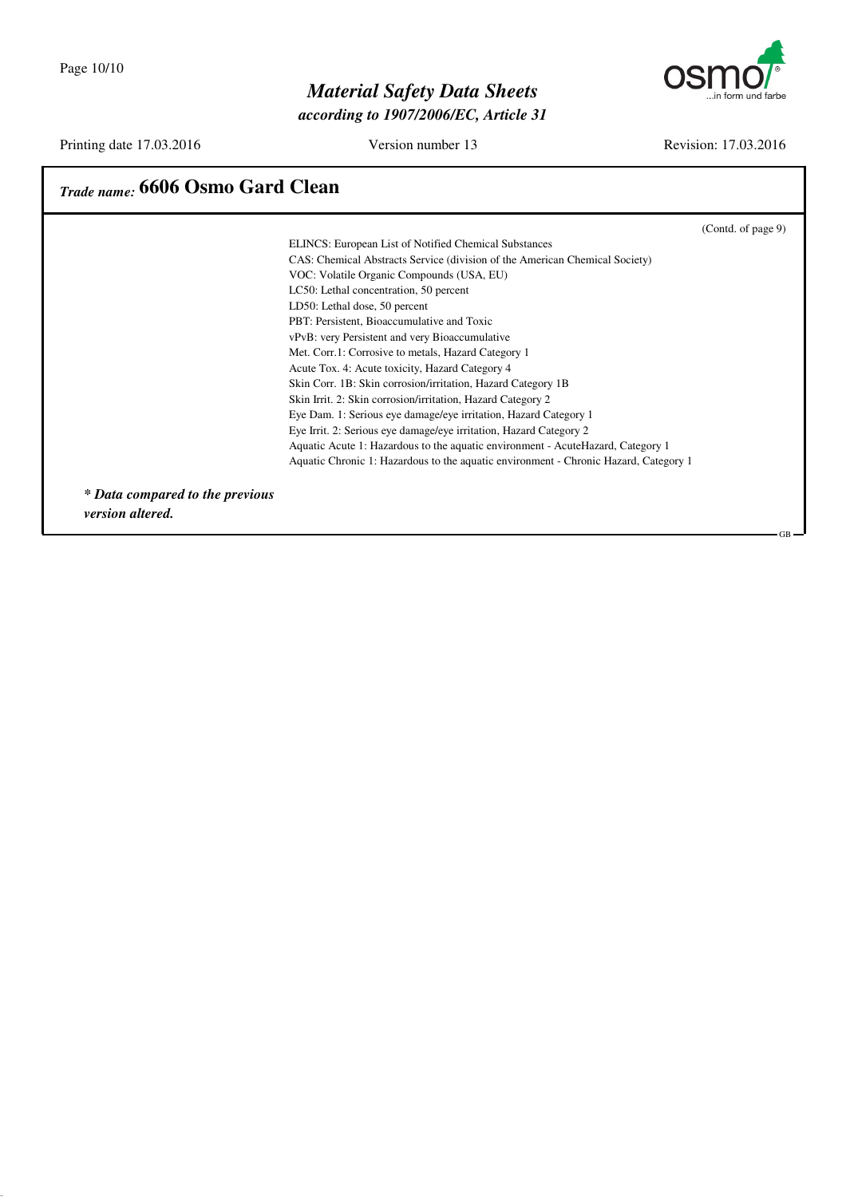## Trade name: 6606 Osmo Gard Clean

(Contd. of page 9)

ELINCS: European List of Notified Chemical Substances
CAS: Chemical Abstracts Service (division of the American Chemical Society)
VOC: Volatile Organic Compounds (USA, EU)
LC50: Lethal concentration, 50 percent
LD50: Lethal dose, 50 percent
PBT: Persistent, Bioaccumulative and Toxic
vPvB: very Persistent and very Bioaccumulative
Met. Corr.1: Corrosive to metals, Hazard Category 1
Acute Tox. 4: Acute toxicity, Hazard Category 4
Skin Corr. 1B: Skin corrosion/irritation, Hazard Category 1B
Skin Irrit. 2: Skin corrosion/irritation, Hazard Category 2
Eye Dam. 1: Serious eye damage/eye irritation, Hazard Category 1
Eye Irrit. 2: Serious eye damage/eye irritation, Hazard Category 2
Aquatic Acute 1: Hazardous to the aquatic environment - AcuteHazard, Category 1
Aquatic Chronic 1: Hazardous to the aquatic environment - Chronic Hazard, Category 1

***** Data compared to the previous version altered.*

GB